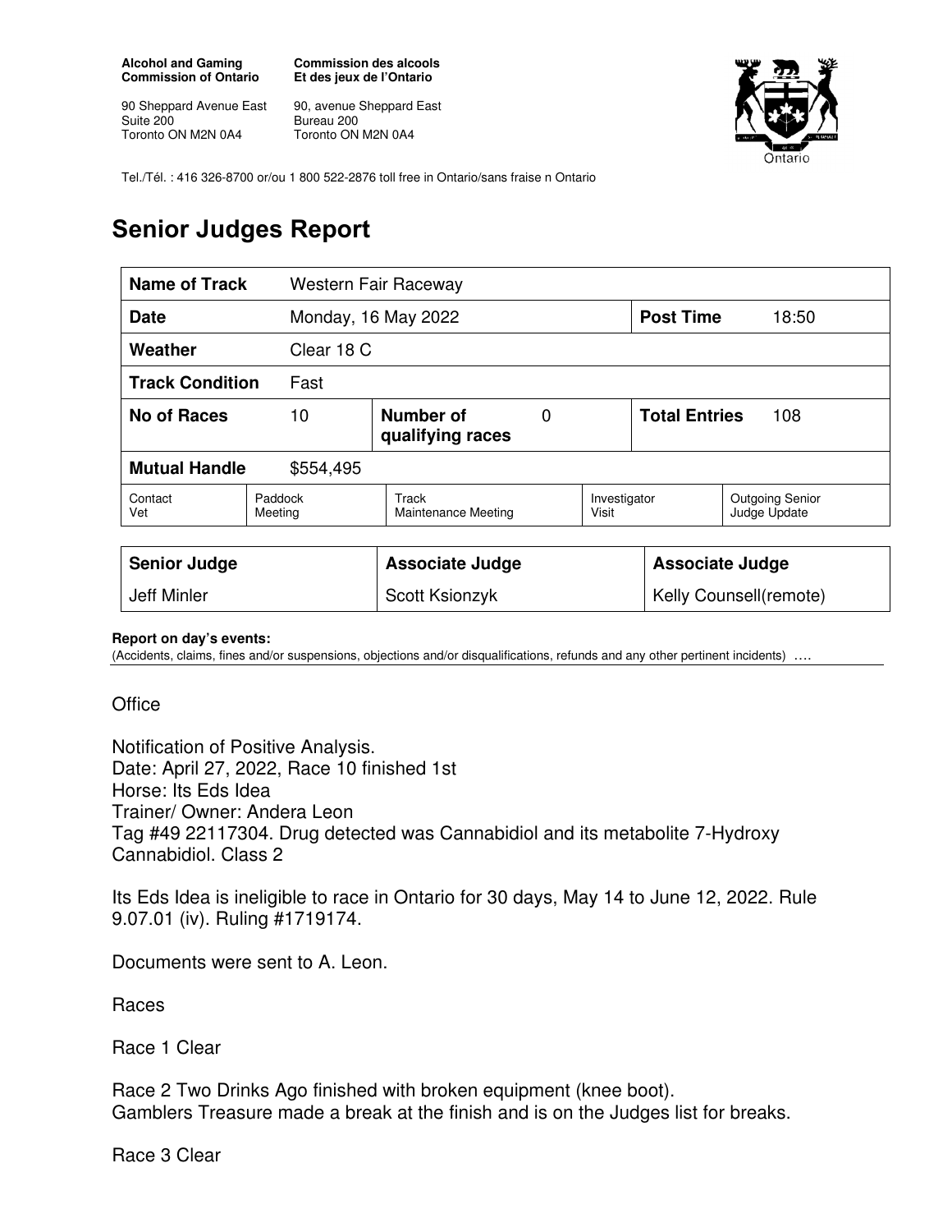**Alcohol and Gaming Commission of Ontario**

90 Sheppard Avenue East
Suite 200
Toronto ON M2N 0A4

**Commission des alcools Et des jeux de l'Ontario**

90, avenue Sheppard East
Bureau 200
Toronto ON M2N 0A4

Tel./Tél. : 416 326-8700 or/ou 1 800 522-2876 toll free in Ontario/sans fraise n Ontario

# Senior Judges Report

| **Name of Track** | Western Fair Raceway | | | | |
|---|---|---|---|---|---|
| **Date** | Monday, 16 May 2022 | | | **Post Time** | 18:50 |
| **Weather** | Clear 18 C | | | | |
| **Track Condition** | Fast | | | | |
| **No of Races** | 10 | **Number of qualifying races** | 0 | **Total Entries** | 108 |
| **Mutual Handle** | $554,495 | | | | |
| Contact Vet | Paddock Meeting | Track Maintenance Meeting | Investigator Visit | Outgoing Senior Judge Update | |

| **Senior Judge** | **Associate Judge** | **Associate Judge** |
|---|---|---|
| Jeff Minler | Scott Ksionzyk | Kelly Counsell(remote) |

**Report on day's events:**
(Accidents, claims, fines and/or suspensions, objections and/or disqualifications, refunds and any other pertinent incidents) ….

Office

Notification of Positive Analysis.
Date: April 27, 2022, Race 10 finished 1st
Horse: Its Eds Idea
Trainer/ Owner: Andera Leon
Tag #49 22117304. Drug detected was Cannabidiol and its metabolite 7-Hydroxy Cannabidiol. Class 2

Its Eds Idea is ineligible to race in Ontario for 30 days, May 14 to June 12, 2022. Rule 9.07.01 (iv). Ruling #1719174.

Documents were sent to A. Leon.

Races

Race 1 Clear

Race 2 Two Drinks Ago finished with broken equipment (knee boot).
Gamblers Treasure made a break at the finish and is on the Judges list for breaks.

Race 3 Clear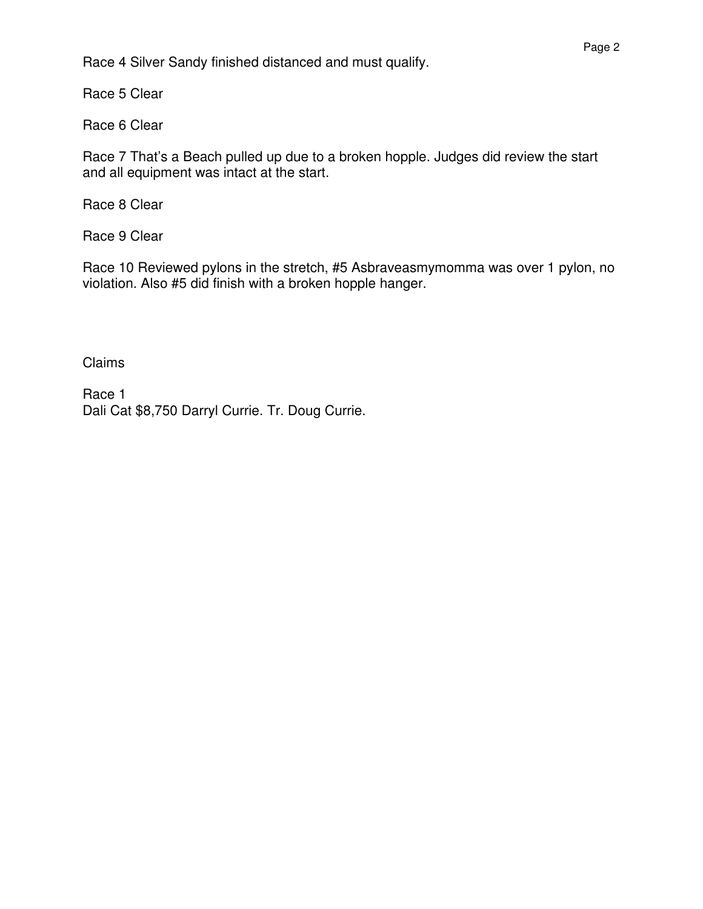Race 4 Silver Sandy finished distanced and must qualify.

Race 5 Clear

Race 6 Clear

Race 7 That's a Beach pulled up due to a broken hopple. Judges did review the start and all equipment was intact at the start.

Race 8 Clear

Race 9 Clear

Race 10 Reviewed pylons in the stretch, #5 Asbraveasmymomma was over 1 pylon, no violation. Also #5 did finish with a broken hopple hanger.

Claims

Race 1
Dali Cat $8,750 Darryl Currie. Tr. Doug Currie.